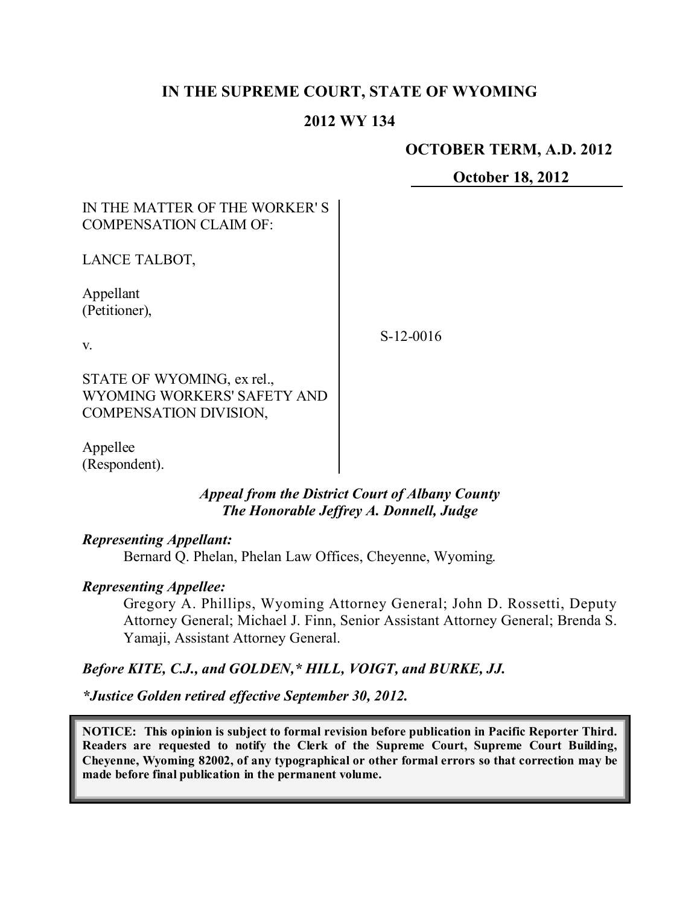**IN THE SUPREME COURT, STATE OF WYOMING**

**2012 WY 134**

**OCTOBER TERM, A.D. 2012**

**October 18, 2012**

| | |
|---|---|
| IN THE MATTER OF THE WORKER' S COMPENSATION CLAIM OF:<br><br>LANCE TALBOT,<br><br>Appellant (Petitioner),<br><br>v.<br><br>STATE OF WYOMING, ex rel., WYOMING WORKERS' SAFETY AND COMPENSATION DIVISION,<br><br>Appellee (Respondent). | S-12-0016 |

***Appeal from the District Court of Albany County***
***The Honorable Jeffrey A. Donnell, Judge***

***Representing Appellant:***

Bernard Q. Phelan, Phelan Law Offices, Cheyenne, Wyoming.

***Representing Appellee:***

Gregory A. Phillips, Wyoming Attorney General; John D. Rossetti, Deputy Attorney General; Michael J. Finn, Senior Assistant Attorney General; Brenda S. Yamaji, Assistant Attorney General.

***Before KITE, C.J., and GOLDEN,\* HILL, VOIGT, and BURKE, JJ.***

***\*Justice Golden retired effective September 30, 2012.***

**NOTICE: This opinion is subject to formal revision before publication in Pacific Reporter Third. Readers are requested to notify the Clerk of the Supreme Court, Supreme Court Building, Cheyenne, Wyoming 82002, of any typographical or other formal errors so that correction may be made before final publication in the permanent volume.**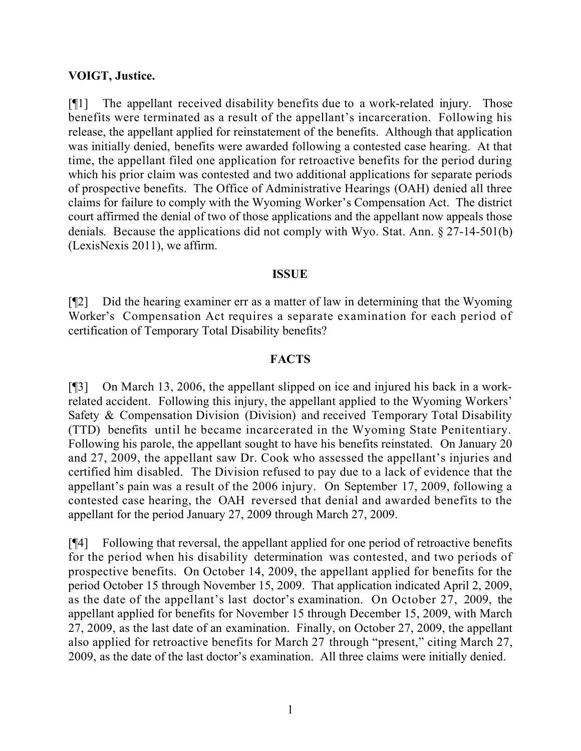**VOIGT, Justice.**

[¶1] The appellant received disability benefits due to a work-related injury. Those benefits were terminated as a result of the appellant's incarceration. Following his release, the appellant applied for reinstatement of the benefits. Although that application was initially denied, benefits were awarded following a contested case hearing. At that time, the appellant filed one application for retroactive benefits for the period during which his prior claim was contested and two additional applications for separate periods of prospective benefits. The Office of Administrative Hearings (OAH) denied all three claims for failure to comply with the Wyoming Worker's Compensation Act. The district court affirmed the denial of two of those applications and the appellant now appeals those denials. Because the applications did not comply with Wyo. Stat. Ann. § 27-14-501(b) (LexisNexis 2011), we affirm.

## ISSUE

[¶2] Did the hearing examiner err as a matter of law in determining that the Wyoming Worker's Compensation Act requires a separate examination for each period of certification of Temporary Total Disability benefits?

## FACTS

[¶3] On March 13, 2006, the appellant slipped on ice and injured his back in a work-related accident. Following this injury, the appellant applied to the Wyoming Workers' Safety & Compensation Division (Division) and received Temporary Total Disability (TTD) benefits until he became incarcerated in the Wyoming State Penitentiary. Following his parole, the appellant sought to have his benefits reinstated. On January 20 and 27, 2009, the appellant saw Dr. Cook who assessed the appellant's injuries and certified him disabled. The Division refused to pay due to a lack of evidence that the appellant's pain was a result of the 2006 injury. On September 17, 2009, following a contested case hearing, the OAH reversed that denial and awarded benefits to the appellant for the period January 27, 2009 through March 27, 2009.

[¶4] Following that reversal, the appellant applied for one period of retroactive benefits for the period when his disability determination was contested, and two periods of prospective benefits. On October 14, 2009, the appellant applied for benefits for the period October 15 through November 15, 2009. That application indicated April 2, 2009, as the date of the appellant's last doctor's examination. On October 27, 2009, the appellant applied for benefits for November 15 through December 15, 2009, with March 27, 2009, as the last date of an examination. Finally, on October 27, 2009, the appellant also applied for retroactive benefits for March 27 through "present," citing March 27, 2009, as the date of the last doctor's examination. All three claims were initially denied.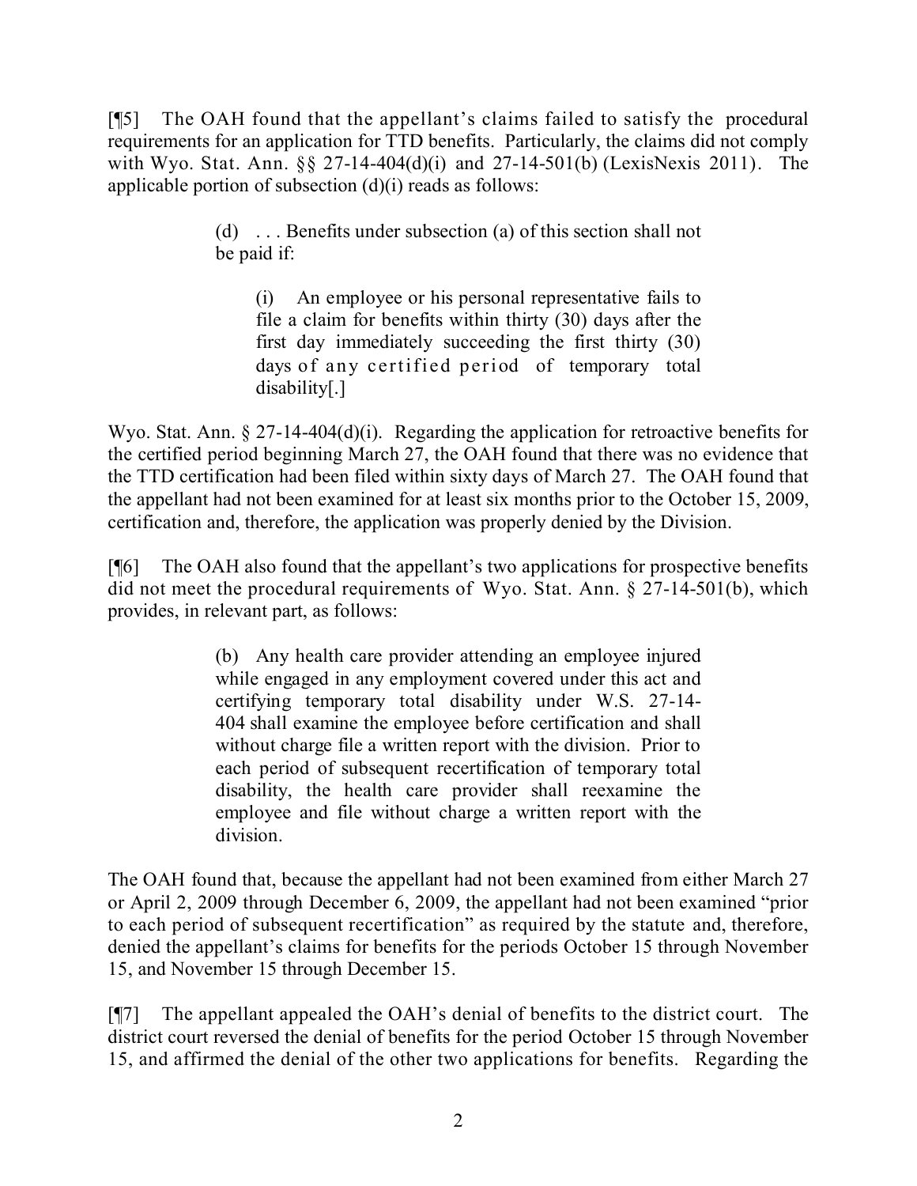[¶5] The OAH found that the appellant's claims failed to satisfy the procedural requirements for an application for TTD benefits. Particularly, the claims did not comply with Wyo. Stat. Ann. §§ 27-14-404(d)(i) and 27-14-501(b) (LexisNexis 2011). The applicable portion of subsection (d)(i) reads as follows:

> (d) . . . Benefits under subsection (a) of this section shall not be paid if:
>
> > (i) An employee or his personal representative fails to file a claim for benefits within thirty (30) days after the first day immediately succeeding the first thirty (30) days of any certified period of temporary total disability[.]

Wyo. Stat. Ann. § 27-14-404(d)(i). Regarding the application for retroactive benefits for the certified period beginning March 27, the OAH found that there was no evidence that the TTD certification had been filed within sixty days of March 27. The OAH found that the appellant had not been examined for at least six months prior to the October 15, 2009, certification and, therefore, the application was properly denied by the Division.

[¶6] The OAH also found that the appellant's two applications for prospective benefits did not meet the procedural requirements of Wyo. Stat. Ann. § 27-14-501(b), which provides, in relevant part, as follows:

> (b) Any health care provider attending an employee injured while engaged in any employment covered under this act and certifying temporary total disability under W.S. 27-14-404 shall examine the employee before certification and shall without charge file a written report with the division. Prior to each period of subsequent recertification of temporary total disability, the health care provider shall reexamine the employee and file without charge a written report with the division.

The OAH found that, because the appellant had not been examined from either March 27 or April 2, 2009 through December 6, 2009, the appellant had not been examined "prior to each period of subsequent recertification" as required by the statute and, therefore, denied the appellant's claims for benefits for the periods October 15 through November 15, and November 15 through December 15.

[¶7] The appellant appealed the OAH's denial of benefits to the district court. The district court reversed the denial of benefits for the period October 15 through November 15, and affirmed the denial of the other two applications for benefits. Regarding the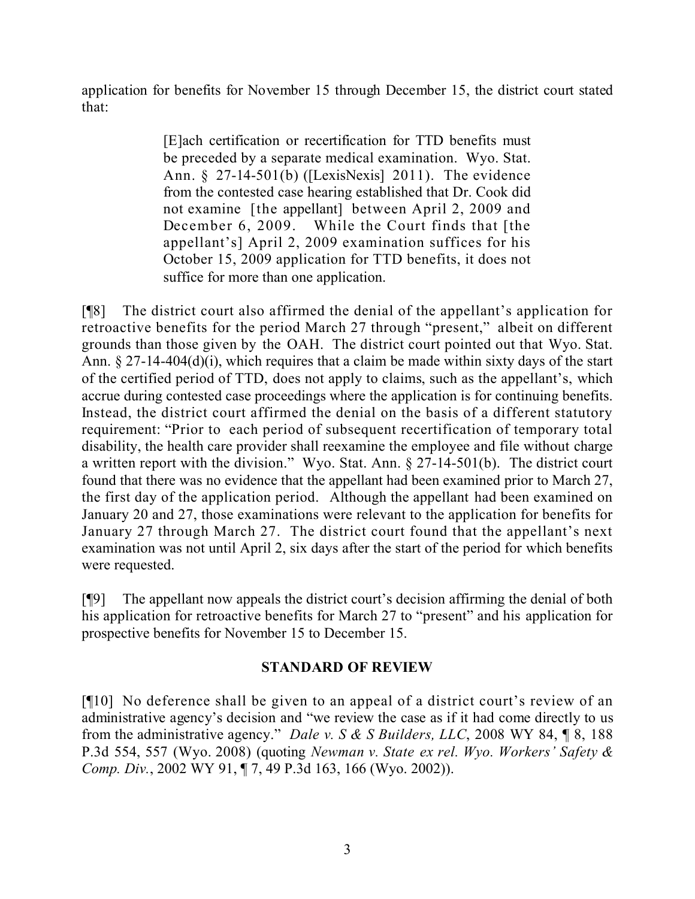application for benefits for November 15 through December 15, the district court stated that:

> [E]ach certification or recertification for TTD benefits must be preceded by a separate medical examination. Wyo. Stat. Ann. § 27-14-501(b) ([LexisNexis] 2011). The evidence from the contested case hearing established that Dr. Cook did not examine [the appellant] between April 2, 2009 and December 6, 2009. While the Court finds that [the appellant's] April 2, 2009 examination suffices for his October 15, 2009 application for TTD benefits, it does not suffice for more than one application.

[¶8] The district court also affirmed the denial of the appellant's application for retroactive benefits for the period March 27 through "present," albeit on different grounds than those given by the OAH. The district court pointed out that Wyo. Stat. Ann. § 27-14-404(d)(i), which requires that a claim be made within sixty days of the start of the certified period of TTD, does not apply to claims, such as the appellant's, which accrue during contested case proceedings where the application is for continuing benefits. Instead, the district court affirmed the denial on the basis of a different statutory requirement: "Prior to each period of subsequent recertification of temporary total disability, the health care provider shall reexamine the employee and file without charge a written report with the division." Wyo. Stat. Ann. § 27-14-501(b). The district court found that there was no evidence that the appellant had been examined prior to March 27, the first day of the application period. Although the appellant had been examined on January 20 and 27, those examinations were relevant to the application for benefits for January 27 through March 27. The district court found that the appellant's next examination was not until April 2, six days after the start of the period for which benefits were requested.

[¶9] The appellant now appeals the district court's decision affirming the denial of both his application for retroactive benefits for March 27 to "present" and his application for prospective benefits for November 15 to December 15.

## STANDARD OF REVIEW

[¶10] No deference shall be given to an appeal of a district court's review of an administrative agency's decision and "we review the case as if it had come directly to us from the administrative agency." *Dale v. S & S Builders, LLC*, 2008 WY 84, ¶ 8, 188 P.3d 554, 557 (Wyo. 2008) (quoting *Newman v. State ex rel. Wyo. Workers' Safety & Comp. Div.*, 2002 WY 91, ¶ 7, 49 P.3d 163, 166 (Wyo. 2002)).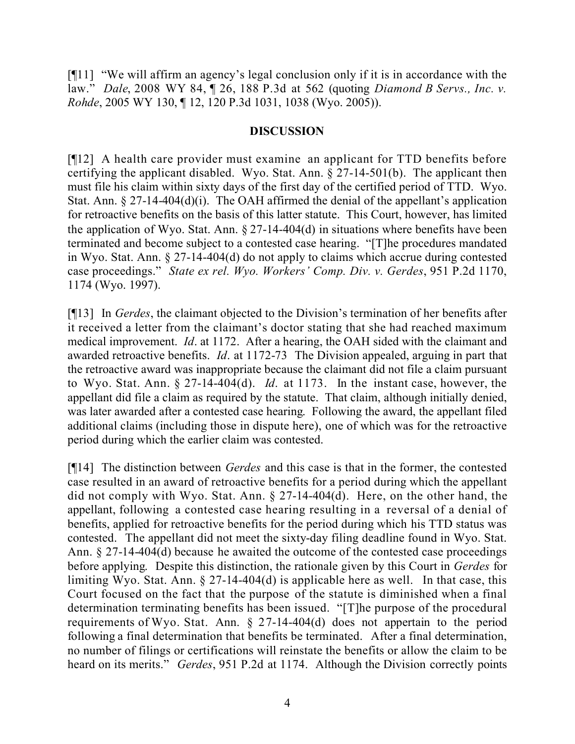[¶11] "We will affirm an agency's legal conclusion only if it is in accordance with the law." *Dale*, 2008 WY 84, ¶ 26, 188 P.3d at 562 (quoting *Diamond B Servs., Inc. v. Rohde*, 2005 WY 130, ¶ 12, 120 P.3d 1031, 1038 (Wyo. 2005)).

## DISCUSSION

[¶12] A health care provider must examine an applicant for TTD benefits before certifying the applicant disabled. Wyo. Stat. Ann. § 27-14-501(b). The applicant then must file his claim within sixty days of the first day of the certified period of TTD. Wyo. Stat. Ann. § 27-14-404(d)(i). The OAH affirmed the denial of the appellant's application for retroactive benefits on the basis of this latter statute. This Court, however, has limited the application of Wyo. Stat. Ann. § 27-14-404(d) in situations where benefits have been terminated and become subject to a contested case hearing. "[T]he procedures mandated in Wyo. Stat. Ann. § 27-14-404(d) do not apply to claims which accrue during contested case proceedings." *State ex rel. Wyo. Workers' Comp. Div. v. Gerdes*, 951 P.2d 1170, 1174 (Wyo. 1997).

[¶13] In *Gerdes*, the claimant objected to the Division's termination of her benefits after it received a letter from the claimant's doctor stating that she had reached maximum medical improvement. *Id*. at 1172. After a hearing, the OAH sided with the claimant and awarded retroactive benefits. *Id*. at 1172-73 The Division appealed, arguing in part that the retroactive award was inappropriate because the claimant did not file a claim pursuant to Wyo. Stat. Ann. § 27-14-404(d). *Id*. at 1173. In the instant case, however, the appellant did file a claim as required by the statute. That claim, although initially denied, was later awarded after a contested case hearing. Following the award, the appellant filed additional claims (including those in dispute here), one of which was for the retroactive period during which the earlier claim was contested.

[¶14] The distinction between *Gerdes* and this case is that in the former, the contested case resulted in an award of retroactive benefits for a period during which the appellant did not comply with Wyo. Stat. Ann. § 27-14-404(d). Here, on the other hand, the appellant, following a contested case hearing resulting in a reversal of a denial of benefits, applied for retroactive benefits for the period during which his TTD status was contested. The appellant did not meet the sixty-day filing deadline found in Wyo. Stat. Ann. § 27-14-404(d) because he awaited the outcome of the contested case proceedings before applying. Despite this distinction, the rationale given by this Court in *Gerdes* for limiting Wyo. Stat. Ann. § 27-14-404(d) is applicable here as well. In that case, this Court focused on the fact that the purpose of the statute is diminished when a final determination terminating benefits has been issued. "[T]he purpose of the procedural requirements of Wyo. Stat. Ann. § 27-14-404(d) does not appertain to the period following a final determination that benefits be terminated. After a final determination, no number of filings or certifications will reinstate the benefits or allow the claim to be heard on its merits." *Gerdes*, 951 P.2d at 1174. Although the Division correctly points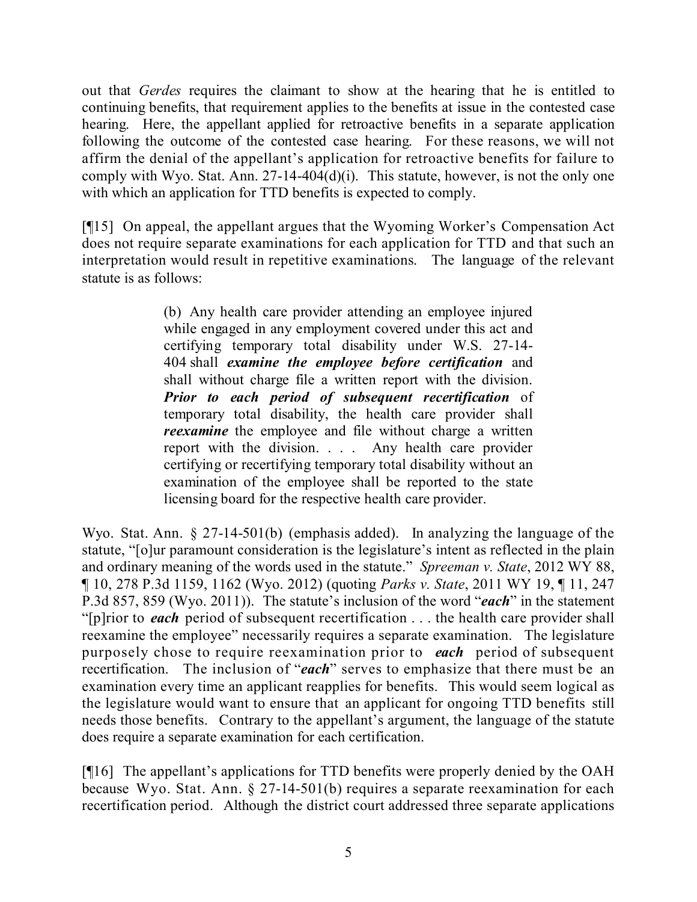out that *Gerdes* requires the claimant to show at the hearing that he is entitled to continuing benefits, that requirement applies to the benefits at issue in the contested case hearing. Here, the appellant applied for retroactive benefits in a separate application following the outcome of the contested case hearing. For these reasons, we will not affirm the denial of the appellant's application for retroactive benefits for failure to comply with Wyo. Stat. Ann. 27-14-404(d)(i). This statute, however, is not the only one with which an application for TTD benefits is expected to comply.

[¶15] On appeal, the appellant argues that the Wyoming Worker's Compensation Act does not require separate examinations for each application for TTD and that such an interpretation would result in repetitive examinations. The language of the relevant statute is as follows:

> (b) Any health care provider attending an employee injured while engaged in any employment covered under this act and certifying temporary total disability under W.S. 27-14-404 shall ***examine the employee before certification*** and shall without charge file a written report with the division. ***Prior to each period of subsequent recertification*** of temporary total disability, the health care provider shall ***reexamine*** the employee and file without charge a written report with the division. . . . Any health care provider certifying or recertifying temporary total disability without an examination of the employee shall be reported to the state licensing board for the respective health care provider.

Wyo. Stat. Ann. § 27-14-501(b) (emphasis added). In analyzing the language of the statute, "[o]ur paramount consideration is the legislature's intent as reflected in the plain and ordinary meaning of the words used in the statute." *Spreeman v. State*, 2012 WY 88, ¶ 10, 278 P.3d 1159, 1162 (Wyo. 2012) (quoting *Parks v. State*, 2011 WY 19, ¶ 11, 247 P.3d 857, 859 (Wyo. 2011)). The statute's inclusion of the word "***each***" in the statement "[p]rior to ***each*** period of subsequent recertification . . . the health care provider shall reexamine the employee" necessarily requires a separate examination. The legislature purposely chose to require reexamination prior to ***each*** period of subsequent recertification. The inclusion of "***each***" serves to emphasize that there must be an examination every time an applicant reapplies for benefits. This would seem logical as the legislature would want to ensure that an applicant for ongoing TTD benefits still needs those benefits. Contrary to the appellant's argument, the language of the statute does require a separate examination for each certification.

[¶16] The appellant's applications for TTD benefits were properly denied by the OAH because Wyo. Stat. Ann. § 27-14-501(b) requires a separate reexamination for each recertification period. Although the district court addressed three separate applications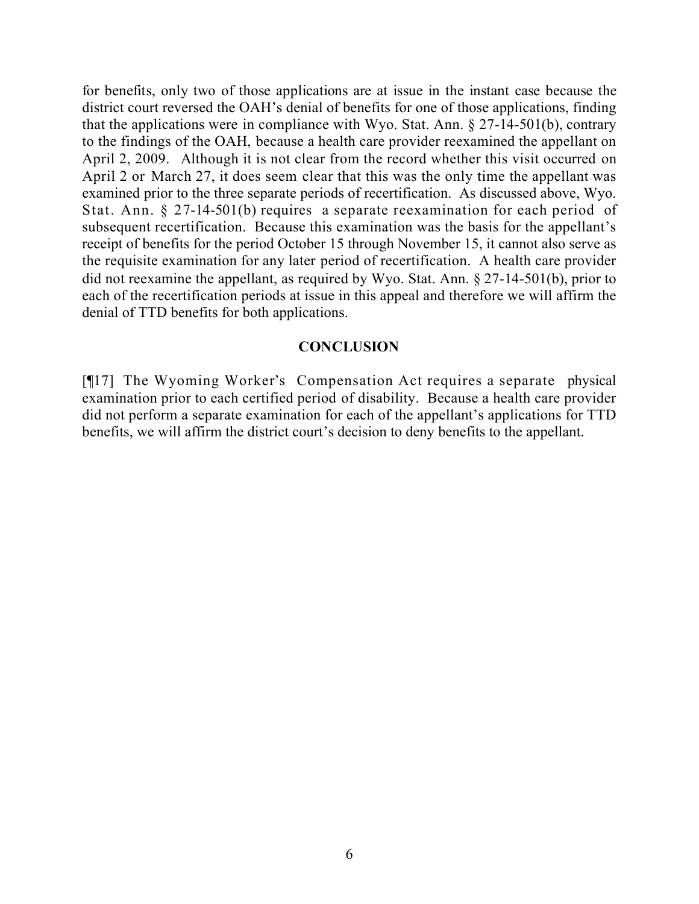for benefits, only two of those applications are at issue in the instant case because the district court reversed the OAH's denial of benefits for one of those applications, finding that the applications were in compliance with Wyo. Stat. Ann. § 27-14-501(b), contrary to the findings of the OAH, because a health care provider reexamined the appellant on April 2, 2009. Although it is not clear from the record whether this visit occurred on April 2 or March 27, it does seem clear that this was the only time the appellant was examined prior to the three separate periods of recertification. As discussed above, Wyo. Stat. Ann. § 27-14-501(b) requires a separate reexamination for each period of subsequent recertification. Because this examination was the basis for the appellant's receipt of benefits for the period October 15 through November 15, it cannot also serve as the requisite examination for any later period of recertification. A health care provider did not reexamine the appellant, as required by Wyo. Stat. Ann. § 27-14-501(b), prior to each of the recertification periods at issue in this appeal and therefore we will affirm the denial of TTD benefits for both applications.

## CONCLUSION

[¶17] The Wyoming Worker's Compensation Act requires a separate physical examination prior to each certified period of disability. Because a health care provider did not perform a separate examination for each of the appellant's applications for TTD benefits, we will affirm the district court's decision to deny benefits to the appellant.